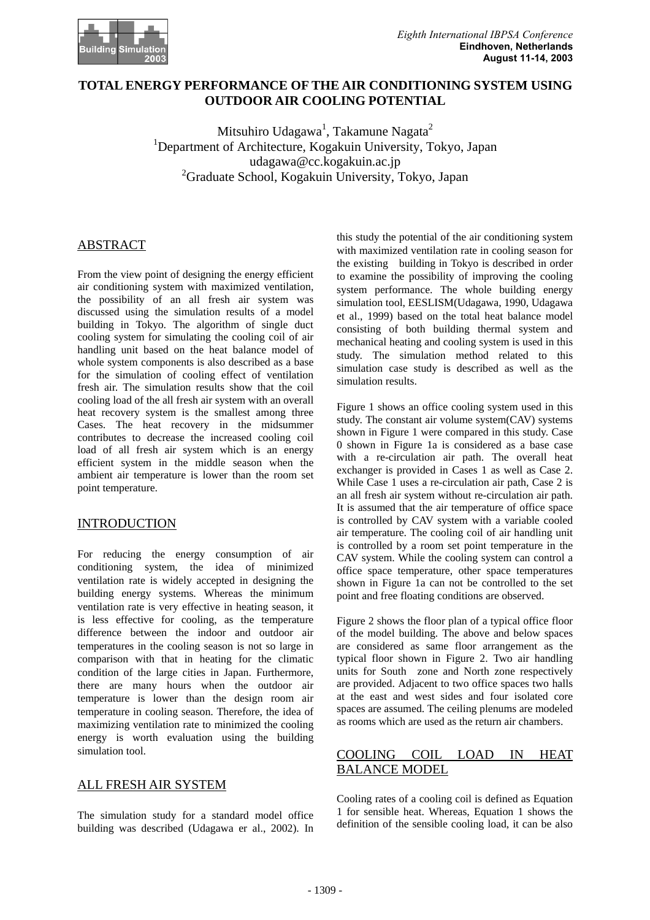# TOTAL ENERGY PERFORMANCE OF THE AIR CONDITIONING SYSTEM USING OUTDOOR AIR COOLING POTENTIAL

Mitsuhiro Udagawa[1], Takamune Nagata[2]
[1]Department of Architecture, Kogakuin University, Tokyo, Japan
udagawa@cc.kogakuin.ac.jp
[2]Graduate School, Kogakuin University, Tokyo, Japan

## ABSTRACT

From the view point of designing the energy efficient air conditioning system with maximized ventilation, the possibility of an all fresh air system was discussed using the simulation results of a model building in Tokyo. The algorithm of single duct cooling system for simulating the cooling coil of air handling unit based on the heat balance model of whole system components is also described as a base for the simulation of cooling effect of ventilation fresh air. The simulation results show that the coil cooling load of the all fresh air system with an overall heat recovery system is the smallest among three Cases. The heat recovery in the midsummer contributes to decrease the increased cooling coil load of all fresh air system which is an energy efficient system in the middle season when the ambient air temperature is lower than the room set point temperature.

## INTRODUCTION

For reducing the energy consumption of air conditioning system, the idea of minimized ventilation rate is widely accepted in designing the building energy systems. Whereas the minimum ventilation rate is very effective in heating season, it is less effective for cooling, as the temperature difference between the indoor and outdoor air temperatures in the cooling season is not so large in comparison with that in heating for the climatic condition of the large cities in Japan. Furthermore, there are many hours when the outdoor air temperature is lower than the design room air temperature in cooling season. Therefore, the idea of maximizing ventilation rate to minimized the cooling energy is worth evaluation using the building simulation tool.

## ALL FRESH AIR SYSTEM

The simulation study for a standard model office building was described (Udagawa er al., 2002). In this study the potential of the air conditioning system with maximized ventilation rate in cooling season for the existing building in Tokyo is described in order to examine the possibility of improving the cooling system performance. The whole building energy simulation tool, EESLISM(Udagawa, 1990, Udagawa et al., 1999) based on the total heat balance model consisting of both building thermal system and mechanical heating and cooling system is used in this study. The simulation method related to this simulation case study is described as well as the simulation results.

Figure 1 shows an office cooling system used in this study. The constant air volume system(CAV) systems shown in Figure 1 were compared in this study. Case 0 shown in Figure 1a is considered as a base case with a re-circulation air path. The overall heat exchanger is provided in Cases 1 as well as Case 2. While Case 1 uses a re-circulation air path, Case 2 is an all fresh air system without re-circulation air path. It is assumed that the air temperature of office space is controlled by CAV system with a variable cooled air temperature. The cooling coil of air handling unit is controlled by a room set point temperature in the CAV system. While the cooling system can control a office space temperature, other space temperatures shown in Figure 1a can not be controlled to the set point and free floating conditions are observed.

Figure 2 shows the floor plan of a typical office floor of the model building. The above and below spaces are considered as same floor arrangement as the typical floor shown in Figure 2. Two air handling units for South zone and North zone respectively are provided. Adjacent to two office spaces two halls at the east and west sides and four isolated core spaces are assumed. The ceiling plenums are modeled as rooms which are used as the return air chambers.

## COOLING COIL LOAD IN HEAT BALANCE MODEL

Cooling rates of a cooling coil is defined as Equation 1 for sensible heat. Whereas, Equation 1 shows the definition of the sensible cooling load, it can be also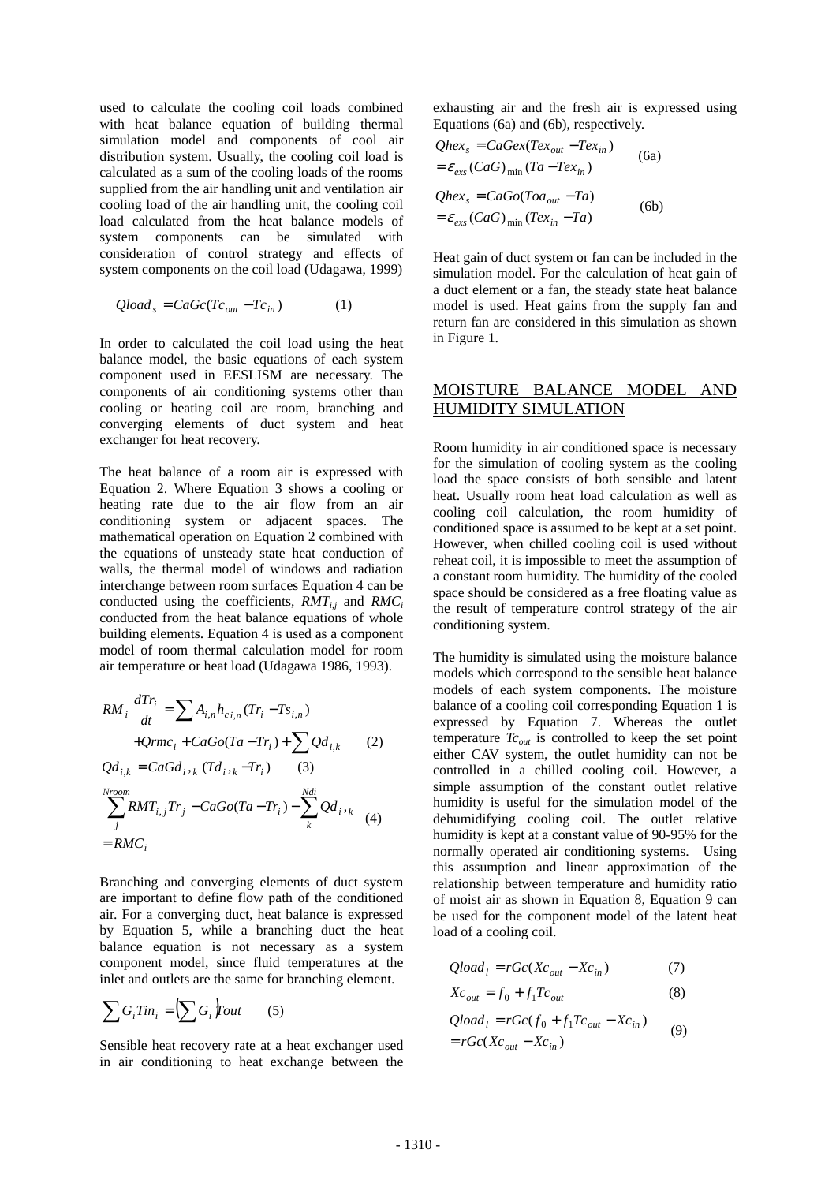used to calculate the cooling coil loads combined with heat balance equation of building thermal simulation model and components of cool air distribution system. Usually, the cooling coil load is calculated as a sum of the cooling loads of the rooms supplied from the air handling unit and ventilation air cooling load of the air handling unit, the cooling coil load calculated from the heat balance models of system components can be simulated with consideration of control strategy and effects of system components on the coil load (Udagawa, 1999)

$$Qload_s = CaGc(Tc_{out} - Tc_{in}) \qquad (1)$$

In order to calculated the coil load using the heat balance model, the basic equations of each system component used in EESLISM are necessary. The components of air conditioning systems other than cooling or heating coil are room, branching and converging elements of duct system and heat exchanger for heat recovery.

The heat balance of a room air is expressed with Equation 2. Where Equation 3 shows a cooling or heating rate due to the air flow from an air conditioning system or adjacent spaces. The mathematical operation on Equation 2 combined with the equations of unsteady state heat conduction of walls, the thermal model of windows and radiation interchange between room surfaces Equation 4 can be conducted using the coefficients, $RMT_{i,j}$ and $RMC_i$ conducted from the heat balance equations of whole building elements. Equation 4 is used as a component model of room thermal calculation model for room air temperature or heat load (Udagawa 1986, 1993).

$$RM_i \frac{dTr_i}{dt} = \sum A_{i,n} h_{c\,i,n} (Tr_i - Ts_{i,n}) + Qrmc_i + CaGo(Ta - Tr_i) + \sum Qd_{i,k} \qquad (2)$$

$$Qd_{i,k} = CaGd_{i,k}\,(Td_{i,k} - Tr_i) \qquad (3)$$

$$\sum_j^{Nroom} RMT_{i,j} Tr_j - CaGo(Ta - Tr_i) - \sum_k^{Ndi} Qd_{i,k} = RMC_i \qquad (4)$$

Branching and converging elements of duct system are important to define flow path of the conditioned air. For a converging duct, heat balance is expressed by Equation 5, while a branching duct the heat balance equation is not necessary as a system component model, since fluid temperatures at the inlet and outlets are the same for branching element.

$$\sum G_i Tin_i = \left(\sum G_i\right) Tout \qquad (5)$$

Sensible heat recovery rate at a heat exchanger used in air conditioning to heat exchange between the exhausting air and the fresh air is expressed using Equations (6a) and (6b), respectively.

$$Qhex_s = CaGex(Tex_{out} - Tex_{in}) = \varepsilon_{exs} (CaG)_{\min} (Ta - Tex_{in}) \qquad (6a)$$

$$Qhex_s = CaGo(Toa_{out} - Ta) = \varepsilon_{exs} (CaG)_{\min} (Tex_{in} - Ta) \qquad (6b)$$

Heat gain of duct system or fan can be included in the simulation model. For the calculation of heat gain of a duct element or a fan, the steady state heat balance model is used. Heat gains from the supply fan and return fan are considered in this simulation as shown in Figure 1.

## MOISTURE BALANCE MODEL AND HUMIDITY SIMULATION

Room humidity in air conditioned space is necessary for the simulation of cooling system as the cooling load the space consists of both sensible and latent heat. Usually room heat load calculation as well as cooling coil calculation, the room humidity of conditioned space is assumed to be kept at a set point. However, when chilled cooling coil is used without reheat coil, it is impossible to meet the assumption of a constant room humidity. The humidity of the cooled space should be considered as a free floating value as the result of temperature control strategy of the air conditioning system.

The humidity is simulated using the moisture balance models which correspond to the sensible heat balance models of each system components. The moisture balance of a cooling coil corresponding Equation 1 is expressed by Equation 7. Whereas the outlet temperature $Tc_{out}$ is controlled to keep the set point either CAV system, the outlet humidity can not be controlled in a chilled cooling coil. However, a simple assumption of the constant outlet relative humidity is useful for the simulation model of the dehumidifying cooling coil. The outlet relative humidity is kept at a constant value of 90-95% for the normally operated air conditioning systems. Using this assumption and linear approximation of the relationship between temperature and humidity ratio of moist air as shown in Equation 8, Equation 9 can be used for the component model of the latent heat load of a cooling coil.

$$Qload_l = rGc(Xc_{out} - Xc_{in}) \qquad (7)$$

$$Xc_{out} = f_0 + f_1 Tc_{out} \qquad (8)$$

$$Qload_l = rGc(f_0 + f_1 Tc_{out} - Xc_{in}) = rGc(Xc_{out} - Xc_{in}) \qquad (9)$$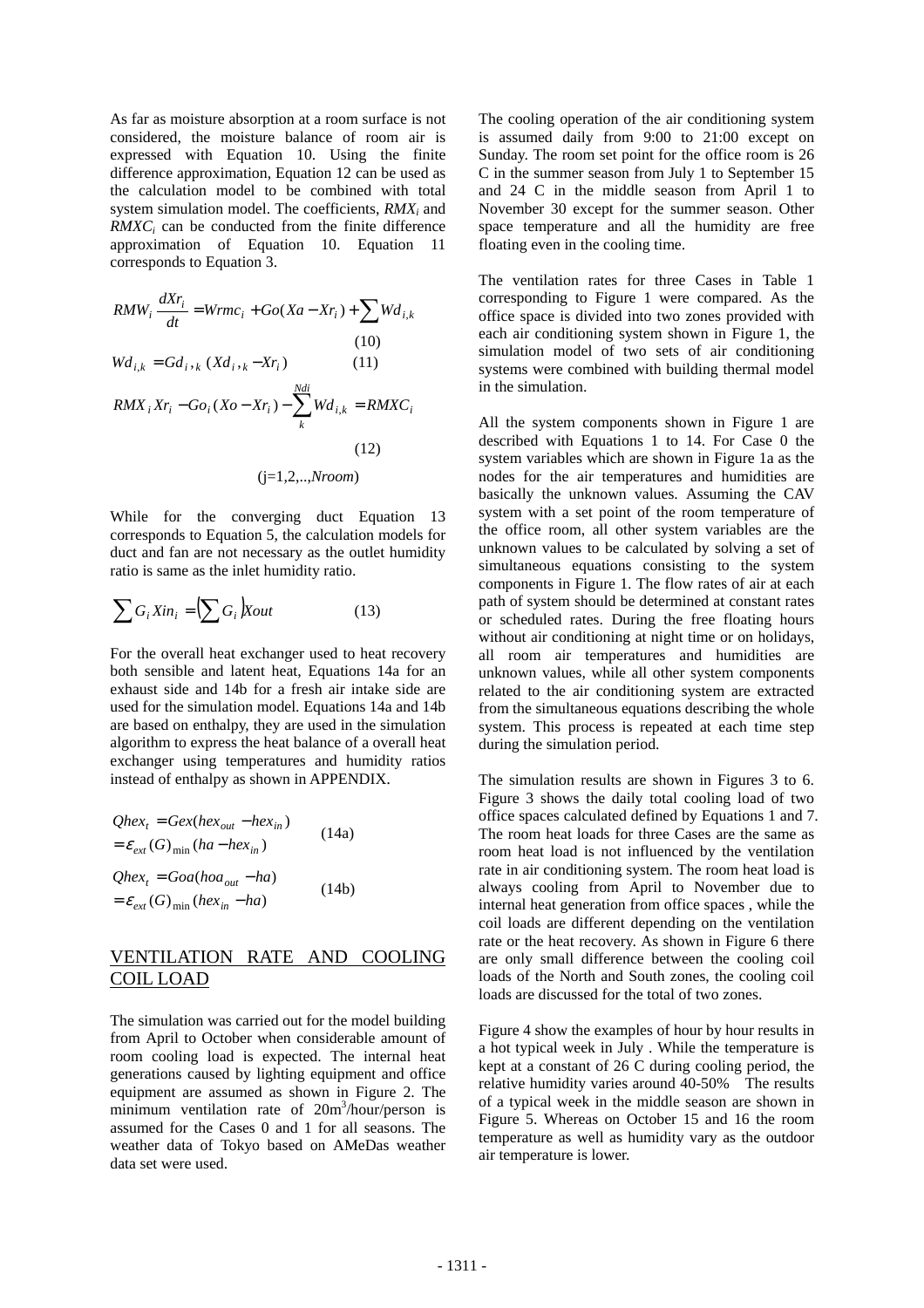As far as moisture absorption at a room surface is not considered, the moisture balance of room air is expressed with Equation 10. Using the finite difference approximation, Equation 12 can be used as the calculation model to be combined with total system simulation model. The coefficients, $RMX_i$ and $RMXC_i$ can be conducted from the finite difference approximation of Equation 10. Equation 11 corresponds to Equation 3.

$$RMW_i \frac{dXr_i}{dt} = Wrmc_i + Go(Xa - Xr_i) + \sum Wd_{i,k} \quad (10)$$

$$Wd_{i,k} = Gd_{i,k}(Xd_{i,k} - Xr_i) \quad (11)$$

$$RMX_i Xr_i - Go_i(Xo - Xr_i) - \sum_{k}^{Ndi} Wd_{i,k} = RMXC_i \quad (12)$$

(j=1,2,..,*Nroom*)

While for the converging duct Equation 13 corresponds to Equation 5, the calculation models for duct and fan are not necessary as the outlet humidity ratio is same as the inlet humidity ratio.

$$\sum G_i Xin_i = \left(\sum G_i\right) Xout \quad (13)$$

For the overall heat exchanger used to heat recovery both sensible and latent heat, Equations 14a for an exhaust side and 14b for a fresh air intake side are used for the simulation model. Equations 14a and 14b are based on enthalpy, they are used in the simulation algorithm to express the heat balance of a overall heat exchanger using temperatures and humidity ratios instead of enthalpy as shown in APPENDIX.

$$Qhex_t = Gex(hex_{out} - hex_{in}) = \varepsilon_{ext}(G)_{\min}(ha - hex_{in}) \quad (14a)$$

$$Qhex_t = Goa(hoa_{out} - ha) = \varepsilon_{ext}(G)_{\min}(hex_{in} - ha) \quad (14b)$$

## VENTILATION RATE AND COOLING COIL LOAD

The simulation was carried out for the model building from April to October when considerable amount of room cooling load is expected. The internal heat generations caused by lighting equipment and office equipment are assumed as shown in Figure 2. The minimum ventilation rate of $20\text{m}^3$/hour/person is assumed for the Cases 0 and 1 for all seasons. The weather data of Tokyo based on AMeDas weather data set were used.

The cooling operation of the air conditioning system is assumed daily from 9:00 to 21:00 except on Sunday. The room set point for the office room is 26 C in the summer season from July 1 to September 15 and 24 C in the middle season from April 1 to November 30 except for the summer season. Other space temperature and all the humidity are free floating even in the cooling time.

The ventilation rates for three Cases in Table 1 corresponding to Figure 1 were compared. As the office space is divided into two zones provided with each air conditioning system shown in Figure 1, the simulation model of two sets of air conditioning systems were combined with building thermal model in the simulation.

All the system components shown in Figure 1 are described with Equations 1 to 14. For Case 0 the system variables which are shown in Figure 1a as the nodes for the air temperatures and humidities are basically the unknown values. Assuming the CAV system with a set point of the room temperature of the office room, all other system variables are the unknown values to be calculated by solving a set of simultaneous equations consisting to the system components in Figure 1. The flow rates of air at each path of system should be determined at constant rates or scheduled rates. During the free floating hours without air conditioning at night time or on holidays, all room air temperatures and humidities are unknown values, while all other system components related to the air conditioning system are extracted from the simultaneous equations describing the whole system. This process is repeated at each time step during the simulation period.

The simulation results are shown in Figures 3 to 6. Figure 3 shows the daily total cooling load of two office spaces calculated defined by Equations 1 and 7. The room heat loads for three Cases are the same as room heat load is not influenced by the ventilation rate in air conditioning system. The room heat load is always cooling from April to November due to internal heat generation from office spaces , while the coil loads are different depending on the ventilation rate or the heat recovery. As shown in Figure 6 there are only small difference between the cooling coil loads of the North and South zones, the cooling coil loads are discussed for the total of two zones.

Figure 4 show the examples of hour by hour results in a hot typical week in July . While the temperature is kept at a constant of 26 C during cooling period, the relative humidity varies around 40-50% The results of a typical week in the middle season are shown in Figure 5. Whereas on October 15 and 16 the room temperature as well as humidity vary as the outdoor air temperature is lower.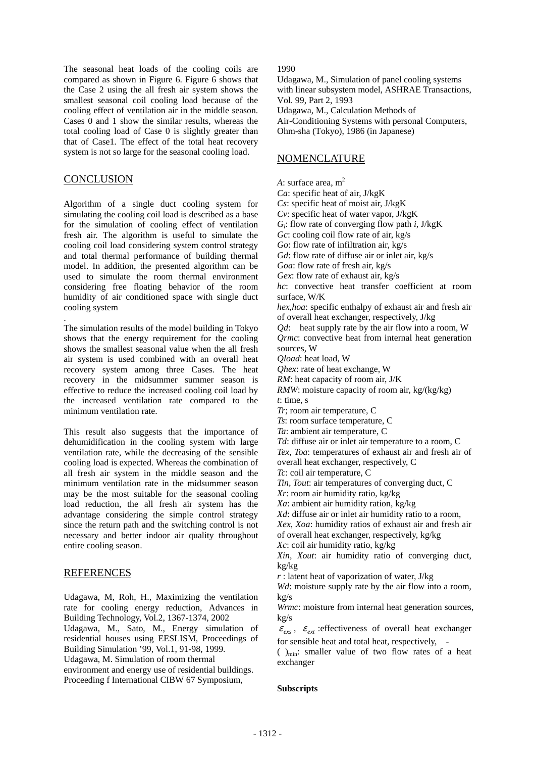The seasonal heat loads of the cooling coils are compared as shown in Figure 6. Figure 6 shows that the Case 2 using the all fresh air system shows the smallest seasonal coil cooling load because of the cooling effect of ventilation air in the middle season. Cases 0 and 1 show the similar results, whereas the total cooling load of Case 0 is slightly greater than that of Case1. The effect of the total heat recovery system is not so large for the seasonal cooling load.

## CONCLUSION

Algorithm of a single duct cooling system for simulating the cooling coil load is described as a base for the simulation of cooling effect of ventilation fresh air. The algorithm is useful to simulate the cooling coil load considering system control strategy and total thermal performance of building thermal model. In addition, the presented algorithm can be used to simulate the room thermal environment considering free floating behavior of the room humidity of air conditioned space with single duct cooling system

.

The simulation results of the model building in Tokyo shows that the energy requirement for the cooling shows the smallest seasonal value when the all fresh air system is used combined with an overall heat recovery system among three Cases. The heat recovery in the midsummer summer season is effective to reduce the increased cooling coil load by the increased ventilation rate compared to the minimum ventilation rate.

This result also suggests that the importance of dehumidification in the cooling system with large ventilation rate, while the decreasing of the sensible cooling load is expected. Whereas the combination of all fresh air system in the middle season and the minimum ventilation rate in the midsummer season may be the most suitable for the seasonal cooling load reduction, the all fresh air system has the advantage considering the simple control strategy since the return path and the switching control is not necessary and better indoor air quality throughout entire cooling season.

## REFERENCES

Udagawa, M, Roh, H., Maximizing the ventilation rate for cooling energy reduction, Advances in Building Technology, Vol.2, 1367-1374, 2002

Udagawa, M., Sato, M., Energy simulation of residential houses using EESLISM, Proceedings of Building Simulation '99, Vol.1, 91-98, 1999.

Udagawa, M. Simulation of room thermal environment and energy use of residential buildings. Proceeding f International CIBW 67 Symposium, 1990

Udagawa, M., Simulation of panel cooling systems with linear subsystem model, ASHRAE Transactions, Vol. 99, Part 2, 1993

Udagawa, M., Calculation Methods of Air-Conditioning Systems with personal Computers, Ohm-sha (Tokyo), 1986 (in Japanese)

## NOMENCLATURE

*A*: surface area, $m^2$
*Ca*: specific heat of air, J/kgK
*Cs*: specific heat of moist air, J/kgK
*Cv*: specific heat of water vapor, J/kgK
$G_i$: flow rate of converging flow path *i*, J/kgK
*Gc*: cooling coil flow rate of air, kg/s
*Go*: flow rate of infiltration air, kg/s
*Gd*: flow rate of diffuse air or inlet air, kg/s
*Goa*: flow rate of fresh air, kg/s
*Gex*: flow rate of exhaust air, kg/s
*hc*: convective heat transfer coefficient at room surface, W/K
*hex,hoa*: specific enthalpy of exhaust air and fresh air of overall heat exchanger, respectively, J/kg
*Qd*: heat supply rate by the air flow into a room, W
*Qrmc*: convective heat from internal heat generation sources, W
*Qload*: heat load, W
*Qhex*: rate of heat exchange, W
*RM*: heat capacity of room air, J/K
*RMW*: moisture capacity of room air, kg/(kg/kg)
*t*: time, s
*Tr*; room air temperature, C
*Ts*: room surface temperature, C
*Ta*: ambient air temperature, C
*Td*: diffuse air or inlet air temperature to a room, C
*Tex, Toa*: temperatures of exhaust air and fresh air of overall heat exchanger, respectively, C
*Tc*: coil air temperature, C
*Tin, Tout*: air temperatures of converging duct, C
*Xr*: room air humidity ratio, kg/kg
*Xa*: ambient air humidity ration, kg/kg
*Xd*: diffuse air or inlet air humidity ratio to a room,
*Xex, Xoa*: humidity ratios of exhaust air and fresh air of overall heat exchanger, respectively, kg/kg
*Xc*: coil air humidity ratio, kg/kg
*Xin, Xout*: air humidity ratio of converging duct, kg/kg
*r* : latent heat of vaporization of water, J/kg
*Wd*: moisture supply rate by the air flow into a room, kg/s
*Wrmc*: moisture from internal heat generation sources, kg/s
$\varepsilon_{exs}$, $\varepsilon_{ext}$ :effectiveness of overall heat exchanger for sensible heat and total heat, respectively, -
$(\ )_{min}$: smaller value of two flow rates of a heat exchanger

**Subscripts**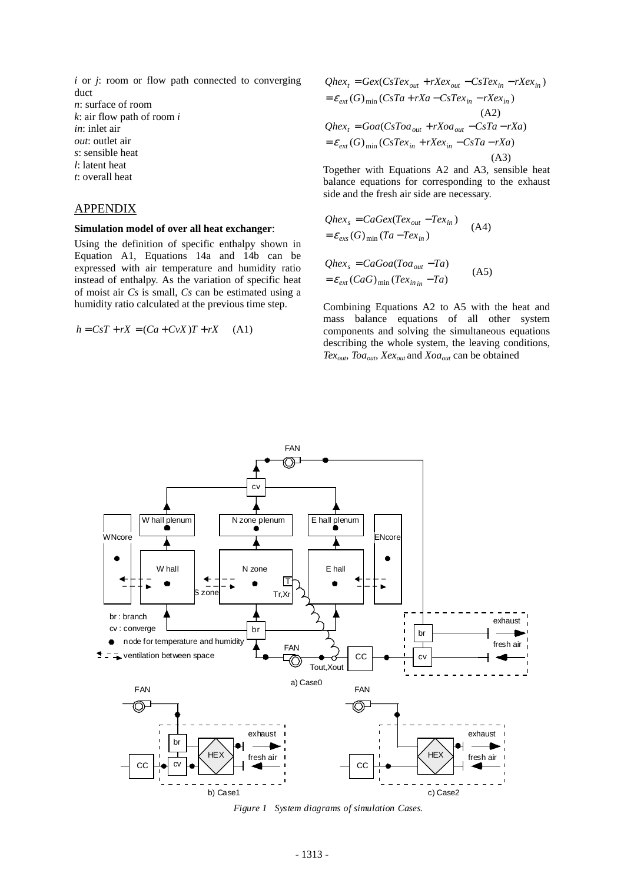*i* or *j*: room or flow path connected to converging duct
*n*: surface of room
*k*: air flow path of room *i*
*in*: inlet air
*out*: outlet air
*s*: sensible heat
*l*: latent heat
*t*: overall heat

## APPENDIX

**Simulation model of over all heat exchanger**:

Using the definition of specific enthalpy shown in Equation A1, Equations 14a and 14b can be expressed with air temperature and humidity ratio instead of enthalpy. As the variation of specific heat of moist air *Cs* is small, *Cs* can be estimated using a humidity ratio calculated at the previous time step.

$$h = CsT + rX = (Ca + CvX)T + rX \quad \text{(A1)}$$

$$\begin{aligned} Qhex_t &= Gex(CsTex_{out} + rXex_{out} - CsTex_{in} - rXex_{in}) \\ &= \varepsilon_{ext}(G)_{\min}(CsTa + rXa - CsTex_{in} - rXex_{in}) \end{aligned} \quad \text{(A2)}$$

$$\begin{aligned} Qhex_t &= Goa(CsToa_{out} + rXoa_{out} - CsTa - rXa) \\ &= \varepsilon_{ext}(G)_{\min}(CsTex_{in} + rXex_{in} - CsTa - rXa) \end{aligned} \quad \text{(A3)}$$

Together with Equations A2 and A3, sensible heat balance equations for corresponding to the exhaust side and the fresh air side are necessary.

$$\begin{aligned} Qhex_s &= CaGex(Tex_{out} - Tex_{in}) \\ &= \varepsilon_{exs}(G)_{\min}(Ta - Tex_{in}) \end{aligned} \quad \text{(A4)}$$

$$\begin{aligned} Qhex_s &= CaGoa(Toa_{out} - Ta) \\ &= \varepsilon_{ext}(CaG)_{\min}(Tex_{in\,in} - Ta) \end{aligned} \quad \text{(A5)}$$

Combining Equations A2 to A5 with the heat and mass balance equations of all other system components and solving the simultaneous equations describing the whole system, the leaving conditions, $Tex_{out}$, $Toa_{out}$, $Xex_{out}$ and $Xoa_{out}$ can be obtained

*Figure 1 System diagrams of simulation Cases.*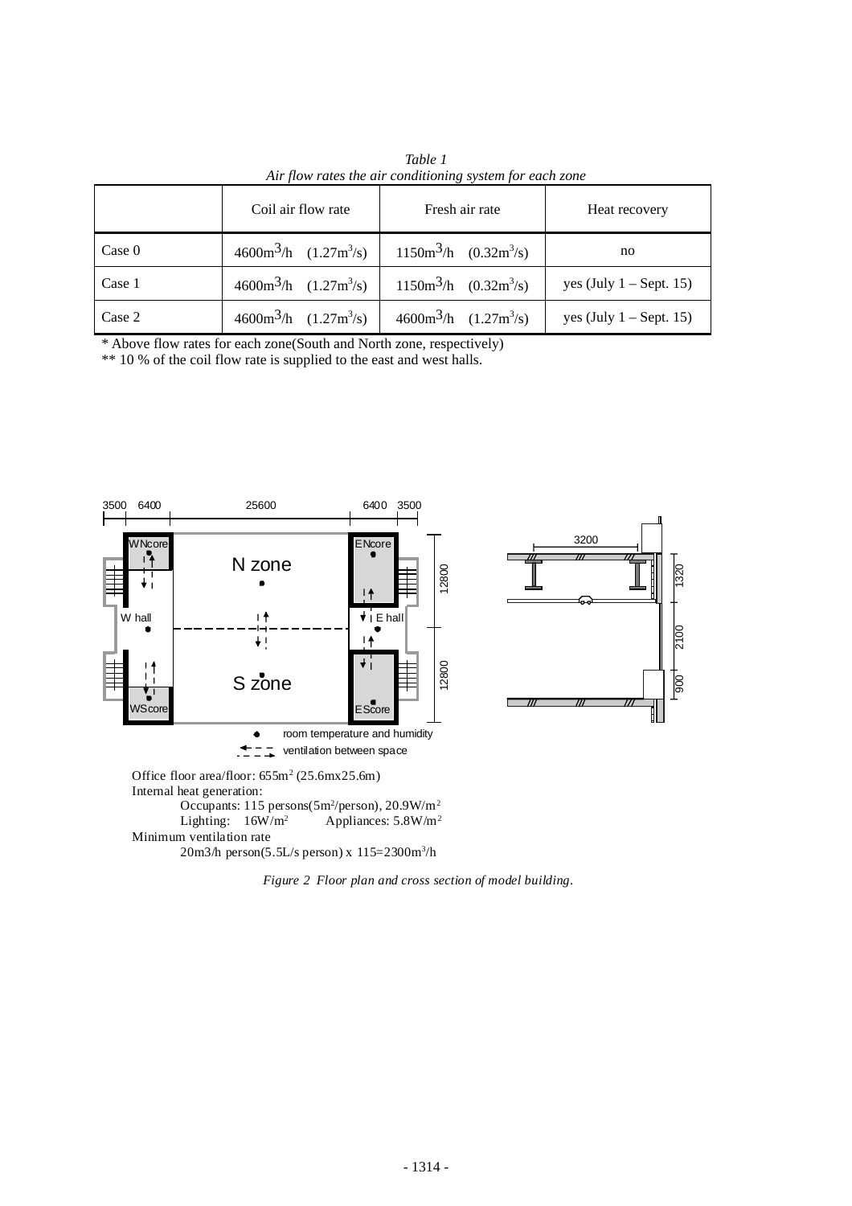*Table 1*
*Air flow rates the air conditioning system for each zone*

| | Coil air flow rate | Fresh air rate | Heat recovery |
|---|---|---|---|
| Case 0 | 4600$m^3$/h (1.27$m^3$/s) | 1150$m^3$/h (0.32$m^3$/s) | no |
| Case 1 | 4600$m^3$/h (1.27$m^3$/s) | 1150$m^3$/h (0.32$m^3$/s) | yes (July 1 – Sept. 15) |
| Case 2 | 4600$m^3$/h (1.27$m^3$/s) | 4600$m^3$/h (1.27$m^3$/s) | yes (July 1 – Sept. 15) |

* Above flow rates for each zone(South and North zone, respectively)
** 10 % of the coil flow rate is supplied to the east and west halls.

Office floor area/floor: 655$m^2$ (25.6mx25.6m)

Internal heat generation:

Occupants: 115 persons(5$m^2$/person), 20.9W/$m^2$

Lighting: 16W/$m^2$ Appliances: 5.8W/$m^2$

Minimum ventilation rate

20m3/h person(5.5L/s person) x 115=2300$m^3$/h

*Figure 2 Floor plan and cross section of model building.*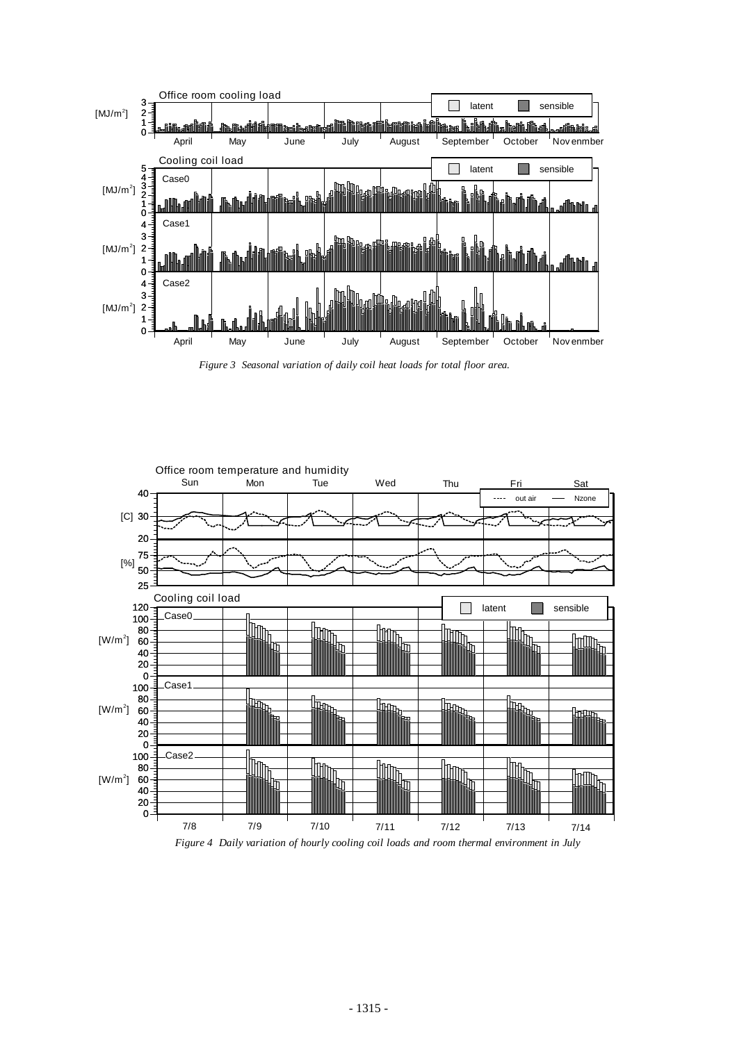*Figure 3 Seasonal variation of daily coil heat loads for total floor area.*

*Figure 4 Daily variation of hourly cooling coil loads and room thermal environment in July*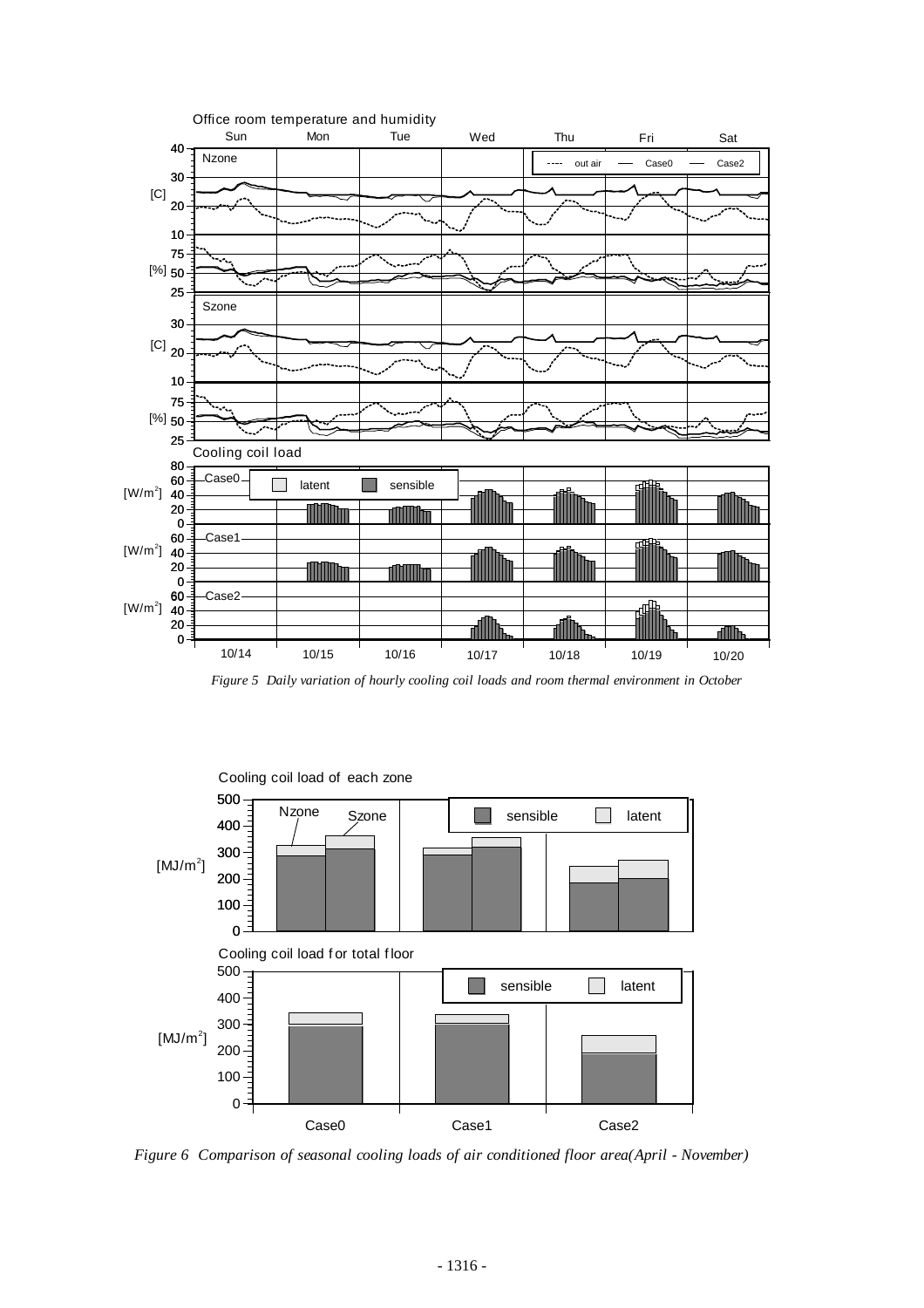Office room temperature and humidity

Sun Mon Tue Wed Thu Fri Sat

Nzone

---- out air —— Case0 —— Case2

40
30
[C] 20
10
75
[%] 50
25

Szone

30
[C] 20
10
75
[%] 50
25

Cooling coil load

Case0

latent sensible

80
60
[W/m2] 40
20
0

Case1

60
[W/m2] 40
20
0

Case2

60
[W/m2] 40
20
0

10/14 10/15 10/16 10/17 10/18 10/19 10/20

*Figure 5 Daily variation of hourly cooling coil loads and room thermal environment in October*

Cooling coil load of each zone

Nzone Szone

sensible latent

500
400
300
[MJ/m2] 200
100
0

Cooling coil load for total floor

sensible latent

500
400
300
[MJ/m2] 200
100
0

Case0 Case1 Case2

*Figure 6 Comparison of seasonal cooling loads of air conditioned floor area(April - November)*